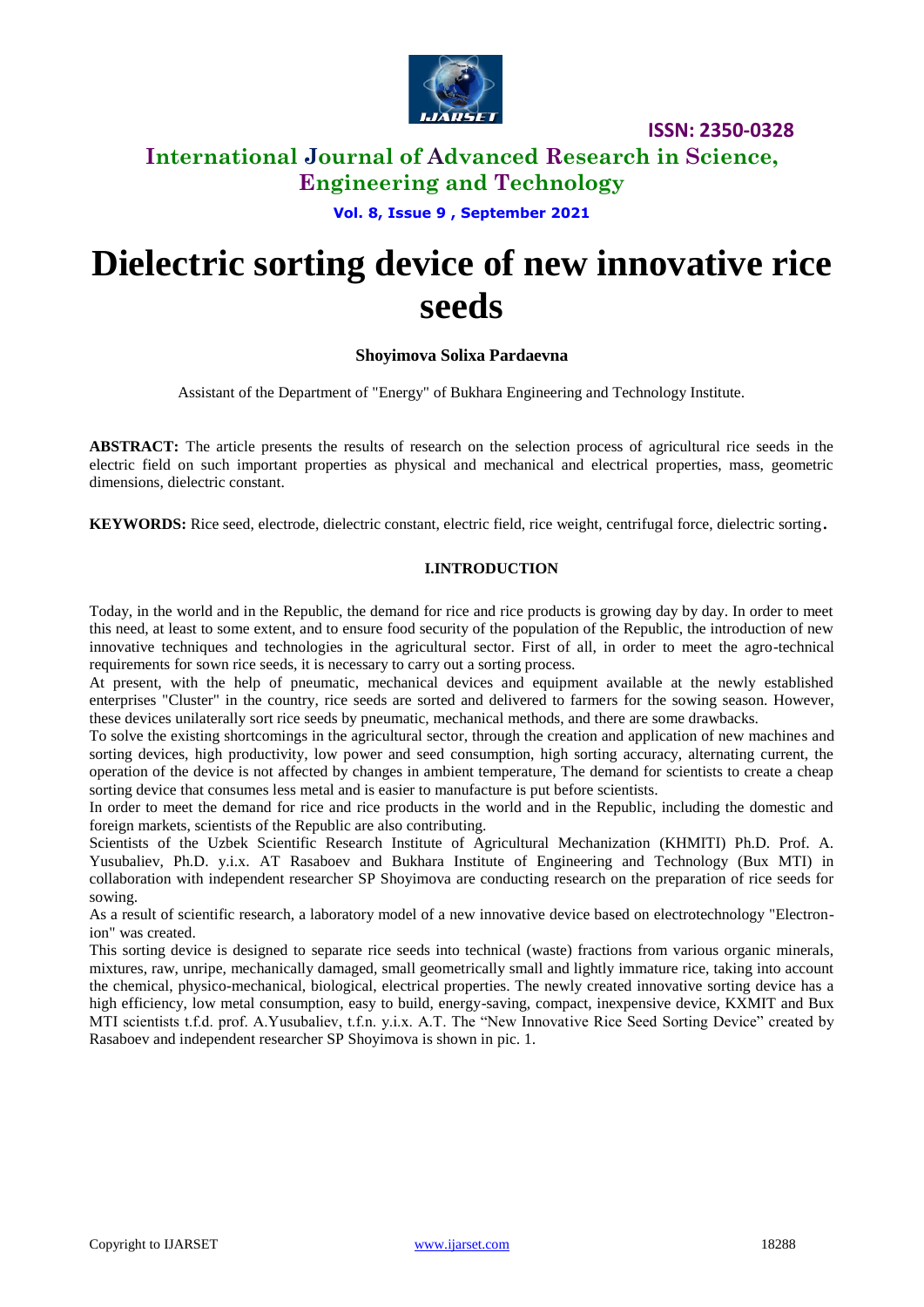# Dielectric sorting device of new innovative rice seeds

**Shoyimova Solixa Pardaevna**

Assistant of the Department of "Energy" of Bukhara Engineering and Technology Institute.

**ABSTRACT:** The article presents the results of research on the selection process of agricultural rice seeds in the electric field on such important properties as physical and mechanical and electrical properties, mass, geometric dimensions, dielectric constant.

**KEYWORDS:** Rice seed, electrode, dielectric constant, electric field, rice weight, centrifugal force, dielectric sorting.

## I.INTRODUCTION

Today, in the world and in the Republic, the demand for rice and rice products is growing day by day. In order to meet this need, at least to some extent, and to ensure food security of the population of the Republic, the introduction of new innovative techniques and technologies in the agricultural sector. First of all, in order to meet the agro-technical requirements for sown rice seeds, it is necessary to carry out a sorting process.

At present, with the help of pneumatic, mechanical devices and equipment available at the newly established enterprises "Cluster" in the country, rice seeds are sorted and delivered to farmers for the sowing season. However, these devices unilaterally sort rice seeds by pneumatic, mechanical methods, and there are some drawbacks.

To solve the existing shortcomings in the agricultural sector, through the creation and application of new machines and sorting devices, high productivity, low power and seed consumption, high sorting accuracy, alternating current, the operation of the device is not affected by changes in ambient temperature, The demand for scientists to create a cheap sorting device that consumes less metal and is easier to manufacture is put before scientists.

In order to meet the demand for rice and rice products in the world and in the Republic, including the domestic and foreign markets, scientists of the Republic are also contributing.

Scientists of the Uzbek Scientific Research Institute of Agricultural Mechanization (KHMITI) Ph.D. Prof. A. Yusubaliev, Ph.D. y.i.x. AT Rasaboev and Bukhara Institute of Engineering and Technology (Bux MTI) in collaboration with independent researcher SP Shoyimova are conducting research on the preparation of rice seeds for sowing.

As a result of scientific research, a laboratory model of a new innovative device based on electrotechnology "Electron-ion" was created.

This sorting device is designed to separate rice seeds into technical (waste) fractions from various organic minerals, mixtures, raw, unripe, mechanically damaged, small geometrically small and lightly immature rice, taking into account the chemical, physico-mechanical, biological, electrical properties. The newly created innovative sorting device has a high efficiency, low metal consumption, easy to build, energy-saving, compact, inexpensive device, KXMIT and Bux MTI scientists t.f.d. prof. A.Yusubaliev, t.f.n. y.i.x. A.T. The "New Innovative Rice Seed Sorting Device" created by Rasaboev and independent researcher SP Shoyimova is shown in pic. 1.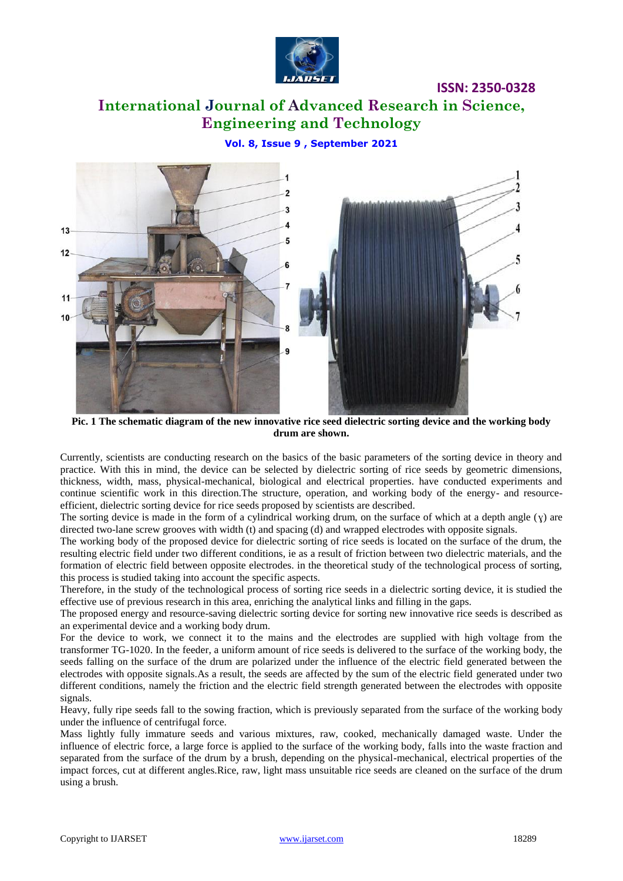**Pic. 1 The schematic diagram of the new innovative rice seed dielectric sorting device and the working body drum are shown.**

Currently, scientists are conducting research on the basics of the basic parameters of the sorting device in theory and practice. With this in mind, the device can be selected by dielectric sorting of rice seeds by geometric dimensions, thickness, width, mass, physical-mechanical, biological and electrical properties. have conducted experiments and continue scientific work in this direction.The structure, operation, and working body of the energy- and resource-efficient, dielectric sorting device for rice seeds proposed by scientists are described.

The sorting device is made in the form of a cylindrical working drum, on the surface of which at a depth angle ($\gamma$) are directed two-lane screw grooves with width (t) and spacing (d) and wrapped electrodes with opposite signals.

The working body of the proposed device for dielectric sorting of rice seeds is located on the surface of the drum, the resulting electric field under two different conditions, ie as a result of friction between two dielectric materials, and the formation of electric field between opposite electrodes. in the theoretical study of the technological process of sorting, this process is studied taking into account the specific aspects.

Therefore, in the study of the technological process of sorting rice seeds in a dielectric sorting device, it is studied the effective use of previous research in this area, enriching the analytical links and filling in the gaps.

The proposed energy and resource-saving dielectric sorting device for sorting new innovative rice seeds is described as an experimental device and a working body drum.

For the device to work, we connect it to the mains and the electrodes are supplied with high voltage from the transformer TG-1020. In the feeder, a uniform amount of rice seeds is delivered to the surface of the working body, the seeds falling on the surface of the drum are polarized under the influence of the electric field generated between the electrodes with opposite signals.As a result, the seeds are affected by the sum of the electric field generated under two different conditions, namely the friction and the electric field strength generated between the electrodes with opposite signals.

Heavy, fully ripe seeds fall to the sowing fraction, which is previously separated from the surface of the working body under the influence of centrifugal force.

Mass lightly fully immature seeds and various mixtures, raw, cooked, mechanically damaged waste. Under the influence of electric force, a large force is applied to the surface of the working body, falls into the waste fraction and separated from the surface of the drum by a brush, depending on the physical-mechanical, electrical properties of the impact forces, cut at different angles.Rice, raw, light mass unsuitable rice seeds are cleaned on the surface of the drum using a brush.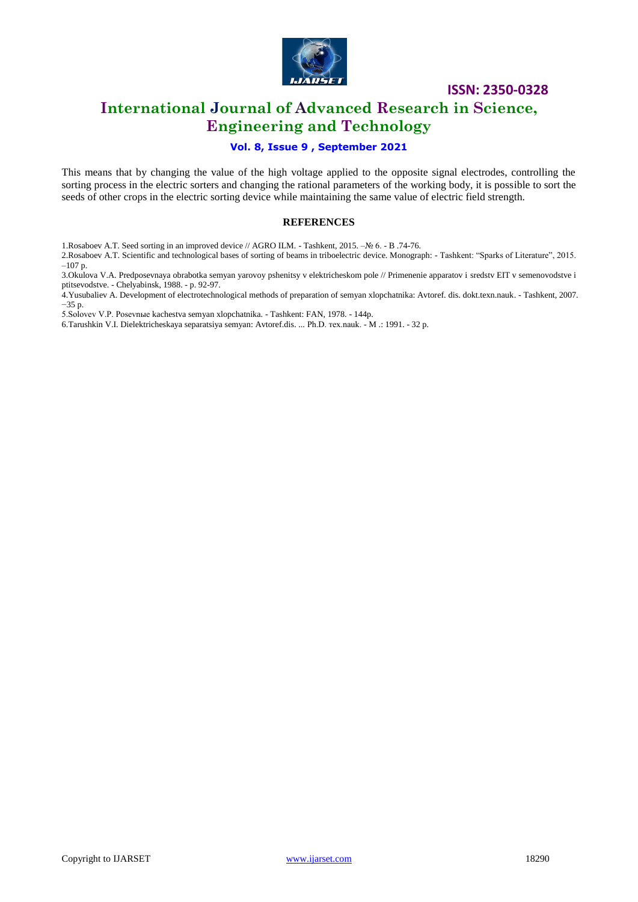This means that by changing the value of the high voltage applied to the opposite signal electrodes, controlling the sorting process in the electric sorters and changing the rational parameters of the working body, it is possible to sort the seeds of other crops in the electric sorting device while maintaining the same value of electric field strength.

## REFERENCES

1.Rosaboev A.T. Seed sorting in an improved device // AGRO ILM. - Tashkent, 2015. –№ 6. - B .74-76.

2.Rosaboev A.T. Scientific and technological bases of sorting of beams in triboelectric device. Monograph: - Tashkent: "Sparks of Literature", 2015. –107 p.

3.Okulova V.A. Predposevnaya obrabotka semyan yarovoy pshenitsy v elektricheskom pole // Primenenie apparatov i sredstv EIT v semenovodstve i ptitsevodstve. - Chelyabinsk, 1988. - p. 92-97.

4.Yusubaliev A. Development of electrotechnological methods of preparation of semyan xlopchatnika: Avtoref. dis. dokt.texn.nauk. - Tashkent, 2007. –35 p.

5.Solovev V.P. Posevnыe kachestva semyan xlopchatnika. - Tashkent: FAN, 1978. - 144p.

6.Tarushkin V.I. Dielektricheskaya separatsiya semyan: Avtoref.dis. ... Ph.D. тex.nauk. - M .: 1991. - 32 p.